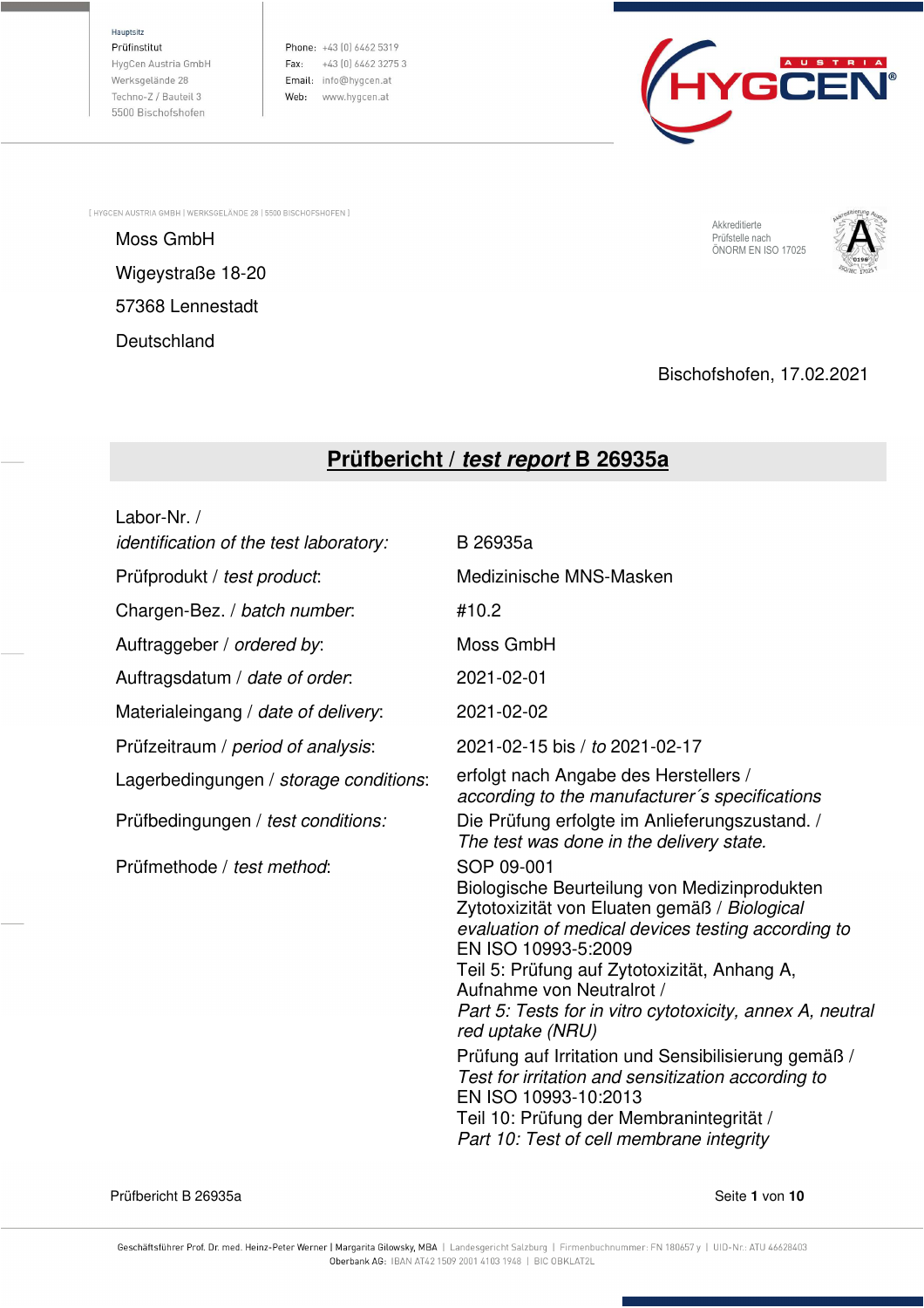Hauptsitz
Prüfinstitut
HygCen Austria GmbH
Werksgelände 28
Techno-Z / Bauteil 3
5500 Bischofshofen

Phone: +43 (0) 6462 5319
Fax: +43 (0) 6462 3275 3
Email: info@hygcen.at
Web: www.hygcen.at

[ HYGCEN AUSTRIA GMBH | WERKSGELÄNDE 28 | 5500 BISCHOFSHOFEN ]

Moss GmbH
Wigeystraße 18-20
57368 Lennestadt
Deutschland

Akkreditierte Prüfstelle nach ÖNORM EN ISO 17025

Bischofshofen, 17.02.2021

# Prüfbericht / *test report* B 26935a

| | |
|---|---|
| Labor-Nr. / *identification of the test laboratory:* | B 26935a |
| Prüfprodukt / *test product*: | Medizinische MNS-Masken |
| Chargen-Bez. / *batch number*: | #10.2 |
| Auftraggeber / *ordered by*: | Moss GmbH |
| Auftragsdatum / *date of order*: | 2021-02-01 |
| Materialeingang / *date of delivery*: | 2021-02-02 |
| Prüfzeitraum / *period of analysis*: | 2021-02-15 bis / *to* 2021-02-17 |
| Lagerbedingungen / *storage conditions*: | erfolgt nach Angabe des Herstellers / *according to the manufacturer´s specifications* |
| Prüfbedingungen / *test conditions:* | Die Prüfung erfolgte im Anlieferungszustand. / *The test was done in the delivery state.* |
| Prüfmethode / *test method*: | SOP 09-001<br>Biologische Beurteilung von Medizinprodukten Zytotoxizität von Eluaten gemäß / *Biological evaluation of medical devices testing according to* EN ISO 10993-5:2009<br>Teil 5: Prüfung auf Zytotoxizität, Anhang A, Aufnahme von Neutralrot / *Part 5: Tests for in vitro cytotoxicity, annex A, neutral red uptake (NRU)*<br>Prüfung auf Irritation und Sensibilisierung gemäß / *Test for irritation and sensitization according to* EN ISO 10993-10:2013<br>Teil 10: Prüfung der Membranintegrität / *Part 10: Test of cell membrane integrity* |

Geschäftsführer Prof. Dr. med. Heinz-Peter Werner | Margarita Gilowsky, MBA | Landesgericht Salzburg | Firmenbuchnummer: FN 180657 y | UID-Nr.: ATU 46628403
Oberbank AG: IBAN AT42 1509 2001 4103 1948 | BIC OBKLAT2L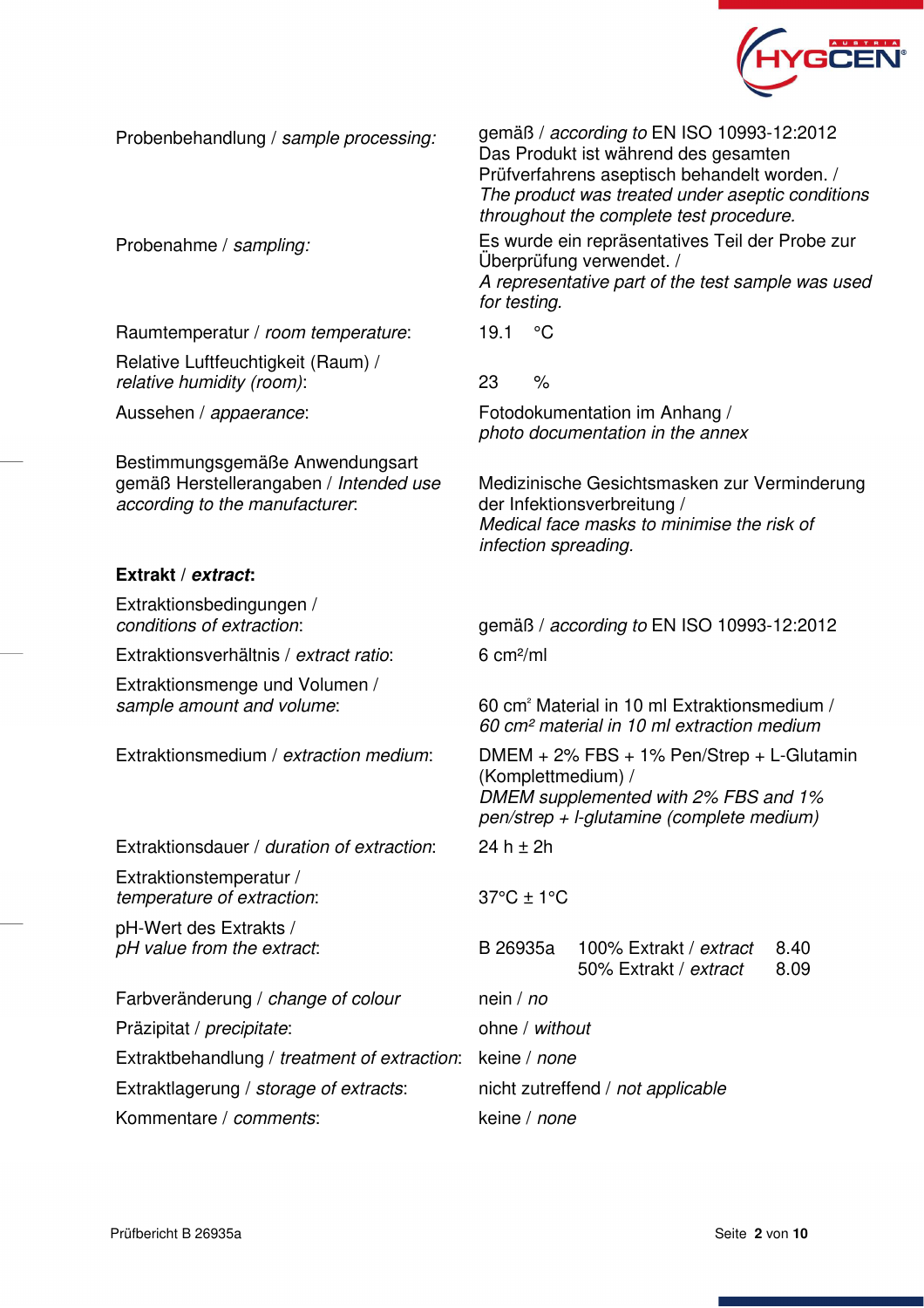| | |
|---|---|
| Probenbehandlung / *sample processing:* | gemäß / *according to* EN ISO 10993-12:2012<br>Das Produkt ist während des gesamten Prüfverfahrens aseptisch behandelt worden. /<br>*The product was treated under aseptic conditions throughout the complete test procedure.* |
| Probenahme / *sampling:* | Es wurde ein repräsentatives Teil der Probe zur Überprüfung verwendet. /<br>*A representative part of the test sample was used for testing.* |
| Raumtemperatur / *room temperature*: | 19.1 °C |
| Relative Luftfeuchtigkeit (Raum) / *relative humidity (room)*: | 23 % |
| Aussehen / *appearance*: | Fotodokumentation im Anhang /<br>*photo documentation in the annex* |
| Bestimmungsgemäße Anwendungsart gemäß Herstellerangaben / *Intended use according to the manufacturer*: | Medizinische Gesichtsmasken zur Verminderung der Infektionsverbreitung /<br>*Medical face masks to minimise the risk of infection spreading.* |

**Extrakt / *extract*:**

| | |
|---|---|
| Extraktionsbedingungen / *conditions of extraction*: | gemäß / *according to* EN ISO 10993-12:2012 |
| Extraktionsverhältnis / *extract ratio*: | 6 cm²/ml |
| Extraktionsmenge und Volumen / *sample amount and volume*: | 60 cm² Material in 10 ml Extraktionsmedium /<br>*60 cm² material in 10 ml extraction medium* |
| Extraktionsmedium / *extraction medium*: | DMEM + 2% FBS + 1% Pen/Strep + L-Glutamin (Komplettmedium) /<br>*DMEM supplemented with 2% FBS and 1% pen/strep + l-glutamine (complete medium)* |
| Extraktionsdauer / *duration of extraction*: | 24 h ± 2h |
| Extraktionstemperatur / *temperature of extraction*: | 37°C ± 1°C |
| pH-Wert des Extrakts / *pH value from the extract*: | B 26935a — 100% Extrakt / *extract* 8.40<br>50% Extrakt / *extract* 8.09 |
| Farbveränderung / *change of colour* | nein / *no* |
| Präzipitat / *precipitate*: | ohne / *without* |
| Extraktbehandlung / *treatment of extraction*: | keine / *none* |
| Extraktlagerung / *storage of extracts*: | nicht zutreffend / *not applicable* |
| Kommentare / *comments*: | keine / *none* |

Prüfbericht B 26935a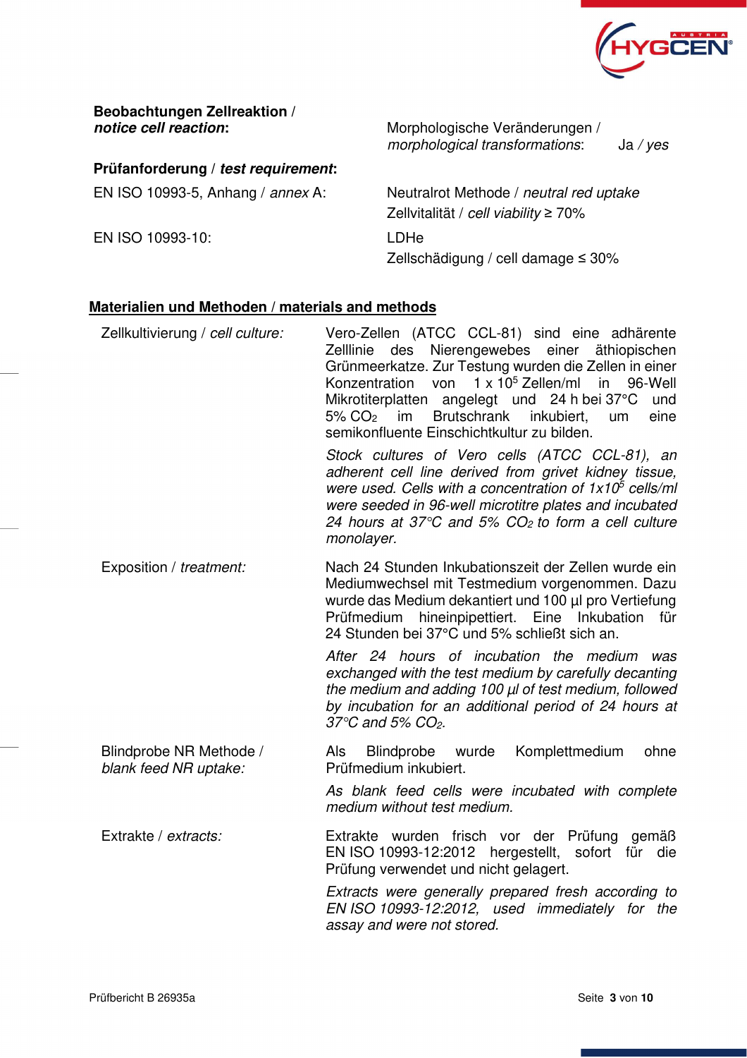**Beobachtungen Zellreaktion /**
***notice cell reaction*:**

Morphologische Veränderungen / *morphological transformations*: Ja / *yes*

**Prüfanforderung /** ***test requirement*:**

| | |
|---|---|
| EN ISO 10993-5, Anhang / *annex* A: | Neutralrot Methode / *neutral red uptake*<br>Zellvitalität / *cell viability* ≥ 70% |
| EN ISO 10993-10: | LDHe<br>Zellschädigung / cell damage ≤ 30% |

## Materialien und Methoden / materials and methods

**Zellkultivierung / *cell culture:***

Vero-Zellen (ATCC CCL-81) sind eine adhärente Zelllinie des Nierengewebes einer äthiopischen Grünmeerkatze. Zur Testung wurden die Zellen in einer Konzentration von $1 \times 10^5$ Zellen/ml in 96-Well Mikrotiterplatten angelegt und 24 h bei 37°C und 5% $CO_2$ im Brutschrank inkubiert, um eine semikonfluente Einschichtkultur zu bilden.

*Stock cultures of Vero cells (ATCC CCL-81), an adherent cell line derived from grivet kidney tissue, were used. Cells with a concentration of $1x10^5$ cells/ml were seeded in 96-well microtitre plates and incubated 24 hours at 37°C and 5% $CO_2$ to form a cell culture monolayer.*

**Exposition / *treatment:***

Nach 24 Stunden Inkubationszeit der Zellen wurde ein Mediumwechsel mit Testmedium vorgenommen. Dazu wurde das Medium dekantiert und 100 µl pro Vertiefung Prüfmedium hineinpipettiert. Eine Inkubation für 24 Stunden bei 37°C und 5% schließt sich an.

*After 24 hours of incubation the medium was exchanged with the test medium by carefully decanting the medium and adding 100 µl of test medium, followed by incubation for an additional period of 24 hours at 37°C and 5% $CO_2$.*

**Blindprobe NR Methode / *blank feed NR uptake:***

Als Blindprobe wurde Komplettmedium ohne Prüfmedium inkubiert.

*As blank feed cells were incubated with complete medium without test medium.*

**Extrakte / *extracts:***

Extrakte wurden frisch vor der Prüfung gemäß EN ISO 10993-12:2012 hergestellt, sofort für die Prüfung verwendet und nicht gelagert.

*Extracts were generally prepared fresh according to EN ISO 10993-12:2012, used immediately for the assay and were not stored.*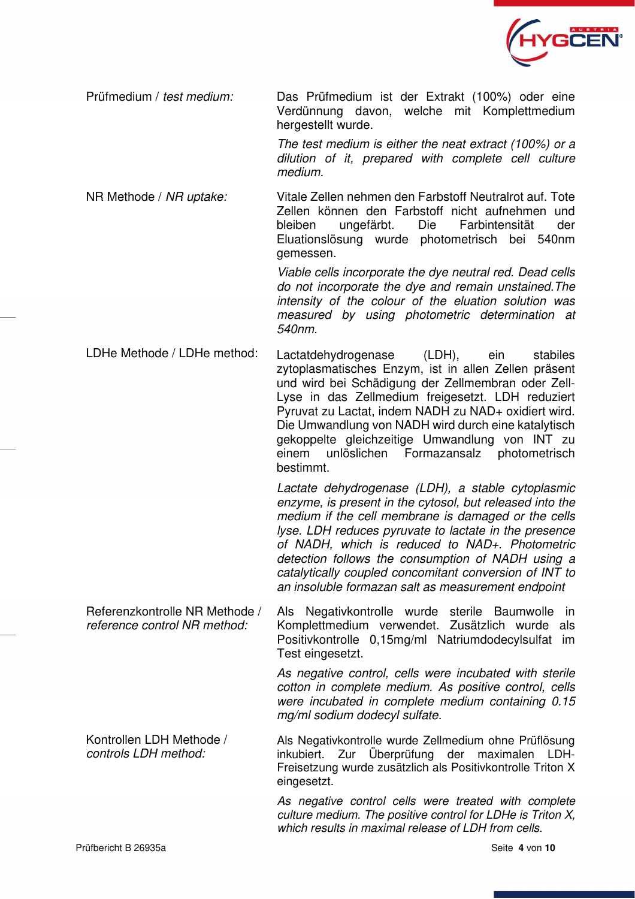| | |
|---|---|
| Prüfmedium / *test medium:* | Das Prüfmedium ist der Extrakt (100%) oder eine Verdünnung davon, welche mit Komplettmedium hergestellt wurde.<br><br>*The test medium is either the neat extract (100%) or a dilution of it, prepared with complete cell culture medium.* |
| NR Methode / *NR uptake:* | Vitale Zellen nehmen den Farbstoff Neutralrot auf. Tote Zellen können den Farbstoff nicht aufnehmen und bleiben ungefärbt. Die Farbintensität der Eluationslösung wurde photometrisch bei 540nm gemessen.<br><br>*Viable cells incorporate the dye neutral red. Dead cells do not incorporate the dye and remain unstained.The intensity of the colour of the eluation solution was measured by using photometric determination at 540nm.* |
| LDHe Methode / LDHe method: | Lactatdehydrogenase (LDH), ein stabiles zytoplasmatisches Enzym, ist in allen Zellen präsent und wird bei Schädigung der Zellmembran oder Zell-Lyse in das Zellmedium freigesetzt. LDH reduziert Pyruvat zu Lactat, indem NADH zu NAD+ oxidiert wird. Die Umwandlung von NADH wird durch eine katalytisch gekoppelte gleichzeitige Umwandlung von INT zu einem unlöslichen Formazansalz photometrisch bestimmt.<br><br>*Lactate dehydrogenase (LDH), a stable cytoplasmic enzyme, is present in the cytosol, but released into the medium if the cell membrane is damaged or the cells lyse. LDH reduces pyruvate to lactate in the presence of NADH, which is reduced to NAD+. Photometric detection follows the consumption of NADH using a catalytically coupled concomitant conversion of INT to an insoluble formazan salt as measurement endpoint* |
| Referenzkontrolle NR Methode / *reference control NR method:* | Als Negativkontrolle wurde sterile Baumwolle in Komplettmedium verwendet. Zusätzlich wurde als Positivkontrolle 0,15mg/ml Natriumdodecylsulfat im Test eingesetzt.<br><br>*As negative control, cells were incubated with sterile cotton in complete medium. As positive control, cells were incubated in complete medium containing 0.15 mg/ml sodium dodecyl sulfate.* |
| Kontrollen LDH Methode / *controls LDH method:* | Als Negativkontrolle wurde Zellmedium ohne Prüflösung inkubiert. Zur Überprüfung der maximalen LDH-Freisetzung wurde zusätzlich als Positivkontrolle Triton X eingesetzt.<br><br>*As negative control cells were treated with complete culture medium. The positive control for LDHe is Triton X, which results in maximal release of LDH from cells.* |

Prüfbericht B 26935a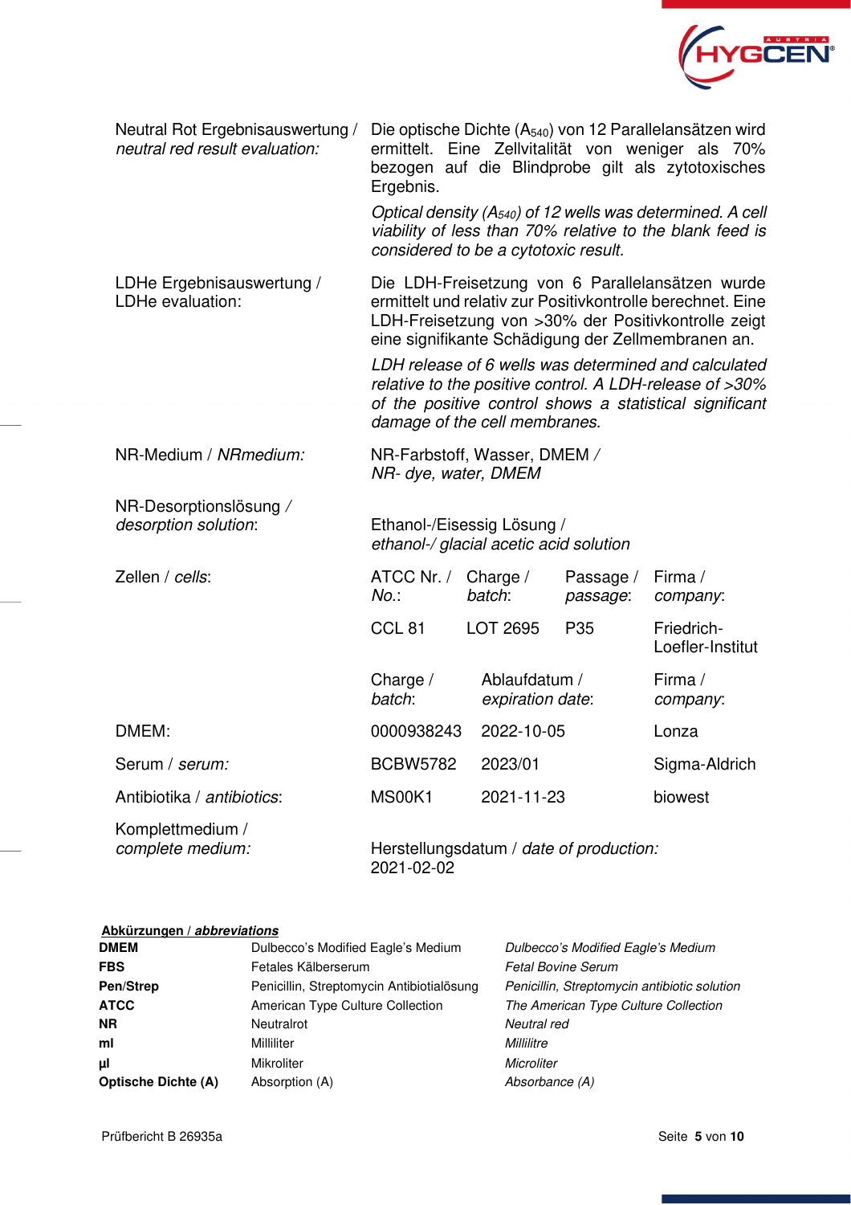Neutral Rot Ergebnisauswertung / *neutral red result evaluation:*

Die optische Dichte ($A_{540}$) von 12 Parallelansätzen wird ermittelt. Eine Zellvitalität von weniger als 70% bezogen auf die Blindprobe gilt als zytotoxisches Ergebnis.

*Optical density ($A_{540}$) of 12 wells was determined. A cell viability of less than 70% relative to the blank feed is considered to be a cytotoxic result.*

LDHe Ergebnisauswertung / LDHe evaluation:

Die LDH-Freisetzung von 6 Parallelansätzen wurde ermittelt und relativ zur Positivkontrolle berechnet. Eine LDH-Freisetzung von >30% der Positivkontrolle zeigt eine signifikante Schädigung der Zellmembranen an.

*LDH release of 6 wells was determined and calculated relative to the positive control. A LDH-release of >30% of the positive control shows a statistical significant damage of the cell membranes.*

NR-Medium / *NRmedium:* NR-Farbstoff, Wasser, DMEM / *NR- dye, water, DMEM*

NR-Desorptionslösung / *desorption solution*: Ethanol-/Eisessig Lösung / *ethanol-/ glacial acetic acid solution*

Zellen / *cells*:

| ATCC Nr. / *No.*: | Charge / *batch*: | Passage / *passage*: | Firma / *company*: |
|---|---|---|---|
| CCL 81 | LOT 2695 | P35 | Friedrich-Loefler-Institut |

| | Charge / *batch*: | Ablaufdatum / *expiration date*: | Firma / *company*: |
|---|---|---|---|
| DMEM: | 0000938243 | 2022-10-05 | Lonza |
| Serum / *serum:* | BCBW5782 | 2023/01 | Sigma-Aldrich |
| Antibiotika / *antibiotics*: | MS00K1 | 2021-11-23 | biowest |

Komplettmedium / *complete medium:* Herstellungsdatum / *date of production:* 2021-02-02

**Abkürzungen / *abbreviations***

| | | |
|---|---|---|
| **DMEM** | Dulbecco's Modified Eagle's Medium | *Dulbecco's Modified Eagle's Medium* |
| **FBS** | Fetales Kälberserum | *Fetal Bovine Serum* |
| **Pen/Strep** | Penicillin, Streptomycin Antibiotialösung | *Penicillin, Streptomycin antibiotic solution* |
| **ATCC** | American Type Culture Collection | *The American Type Culture Collection* |
| **NR** | Neutralrot | *Neutral red* |
| **ml** | Milliliter | *Millilitre* |
| **µl** | Mikroliter | *Microliter* |
| **Optische Dichte (A)** | Absorption (A) | *Absorbance (A)* |

Prüfbericht B 26935a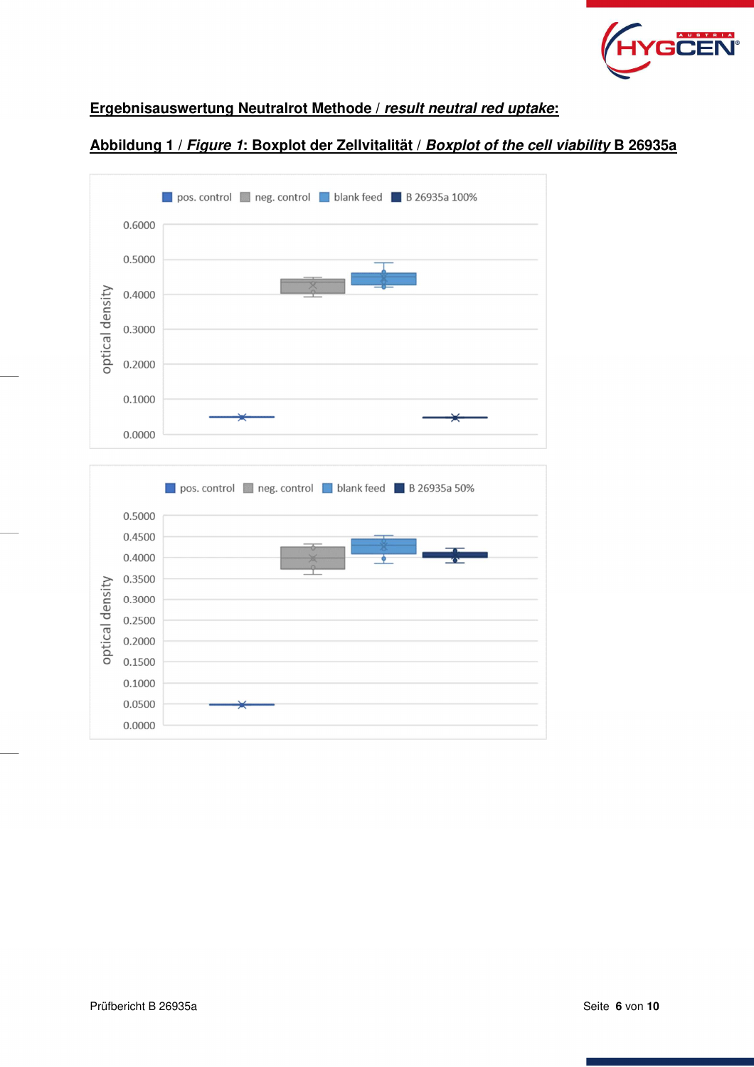## Ergebnisauswertung Neutralrot Methode / *result neutral red uptake*:

**Abbildung 1 / *Figure 1*: Boxplot der Zellvitalität / *Boxplot of the cell viability* B 26935a**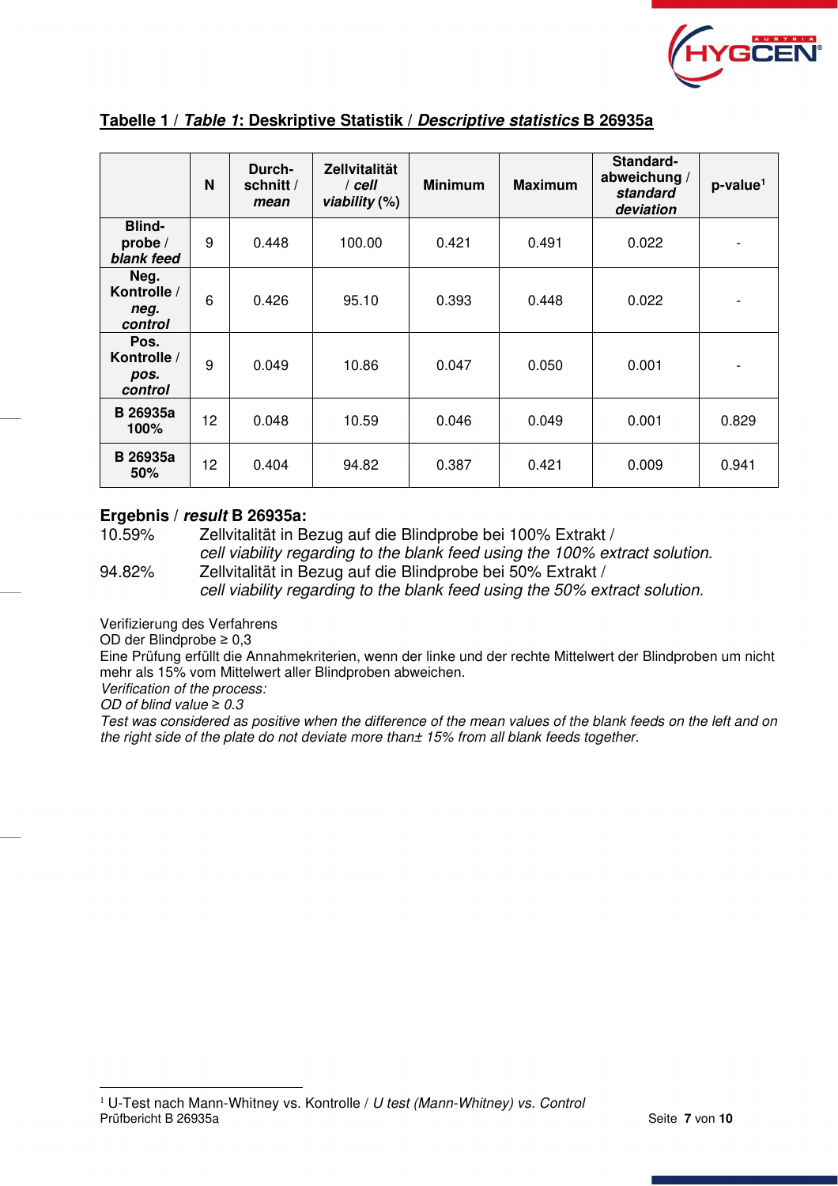**Tabelle 1 / *Table 1*: Deskriptive Statistik / *Descriptive statistics* B 26935a**

| | N | Durch-schnitt / *mean* | Zellvitalität / *cell viability* (%) | Minimum | Maximum | Standard-abweichung / *standard deviation* | p-value[1] |
|---|---|---|---|---|---|---|---|
| **Blind-probe / *blank feed*** | 9 | 0.448 | 100.00 | 0.421 | 0.491 | 0.022 | - |
| **Neg. Kontrolle / *neg. control*** | 6 | 0.426 | 95.10 | 0.393 | 0.448 | 0.022 | - |
| **Pos. Kontrolle / *pos. control*** | 9 | 0.049 | 10.86 | 0.047 | 0.050 | 0.001 | - |
| **B 26935a 100%** | 12 | 0.048 | 10.59 | 0.046 | 0.049 | 0.001 | 0.829 |
| **B 26935a 50%** | 12 | 0.404 | 94.82 | 0.387 | 0.421 | 0.009 | 0.941 |

**Ergebnis / *result* B 26935a:**

10.59% Zellvitalität in Bezug auf die Blindprobe bei 100% Extrakt /
*cell viability regarding to the blank feed using the 100% extract solution.*

94.82% Zellvitalität in Bezug auf die Blindprobe bei 50% Extrakt /
*cell viability regarding to the blank feed using the 50% extract solution.*

Verifizierung des Verfahrens
OD der Blindprobe ≥ 0,3
Eine Prüfung erfüllt die Annahmekriterien, wenn der linke und der rechte Mittelwert der Blindproben um nicht mehr als 15% vom Mittelwert aller Blindproben abweichen.
*Verification of the process:*
*OD of blind value ≥ 0.3*
*Test was considered as positive when the difference of the mean values of the blank feeds on the left and on the right side of the plate do not deviate more than± 15% from all blank feeds together.*

[1] U-Test nach Mann-Whitney vs. Kontrolle / *U test (Mann-Whitney) vs. Control*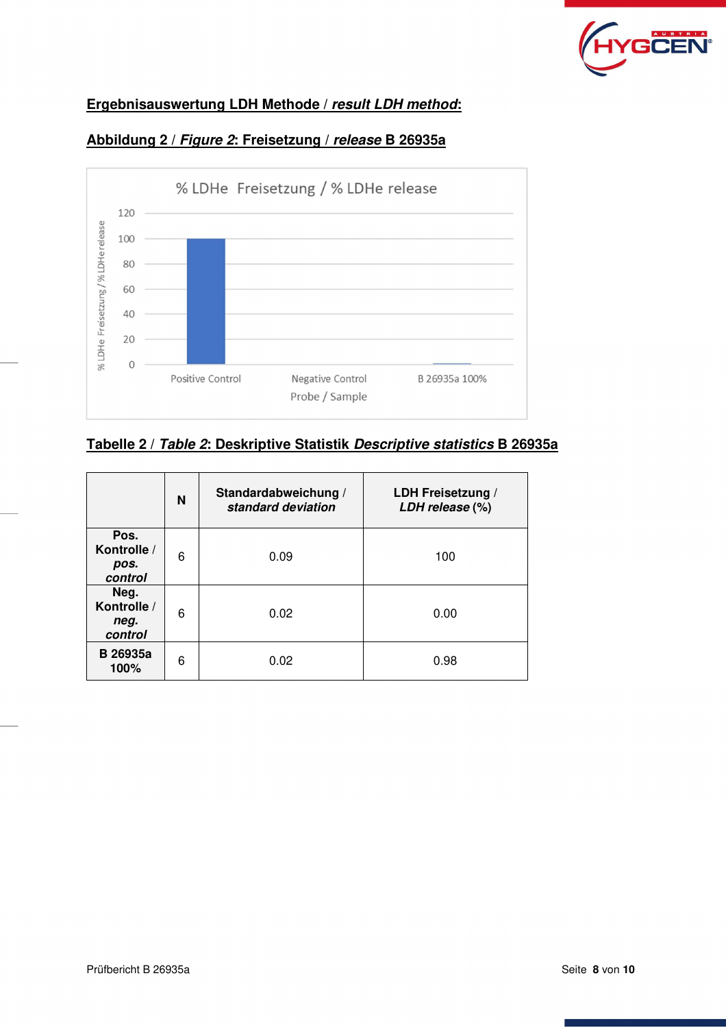## Ergebnisauswertung LDH Methode / *result LDH method*:

### Abbildung 2 / *Figure 2*: Freisetzung / *release* B 26935a

% LDHe Freisetzung / % LDHe release

### Tabelle 2 / *Table 2*: Deskriptive Statistik *Descriptive statistics* B 26935a

| | N | Standardabweichung / *standard deviation* | LDH Freisetzung / *LDH release* (%) |
|---|---|---|---|
| **Pos. Kontrolle / *pos. control*** | 6 | 0.09 | 100 |
| **Neg. Kontrolle / *neg. control*** | 6 | 0.02 | 0.00 |
| **B 26935a 100%** | 6 | 0.02 | 0.98 |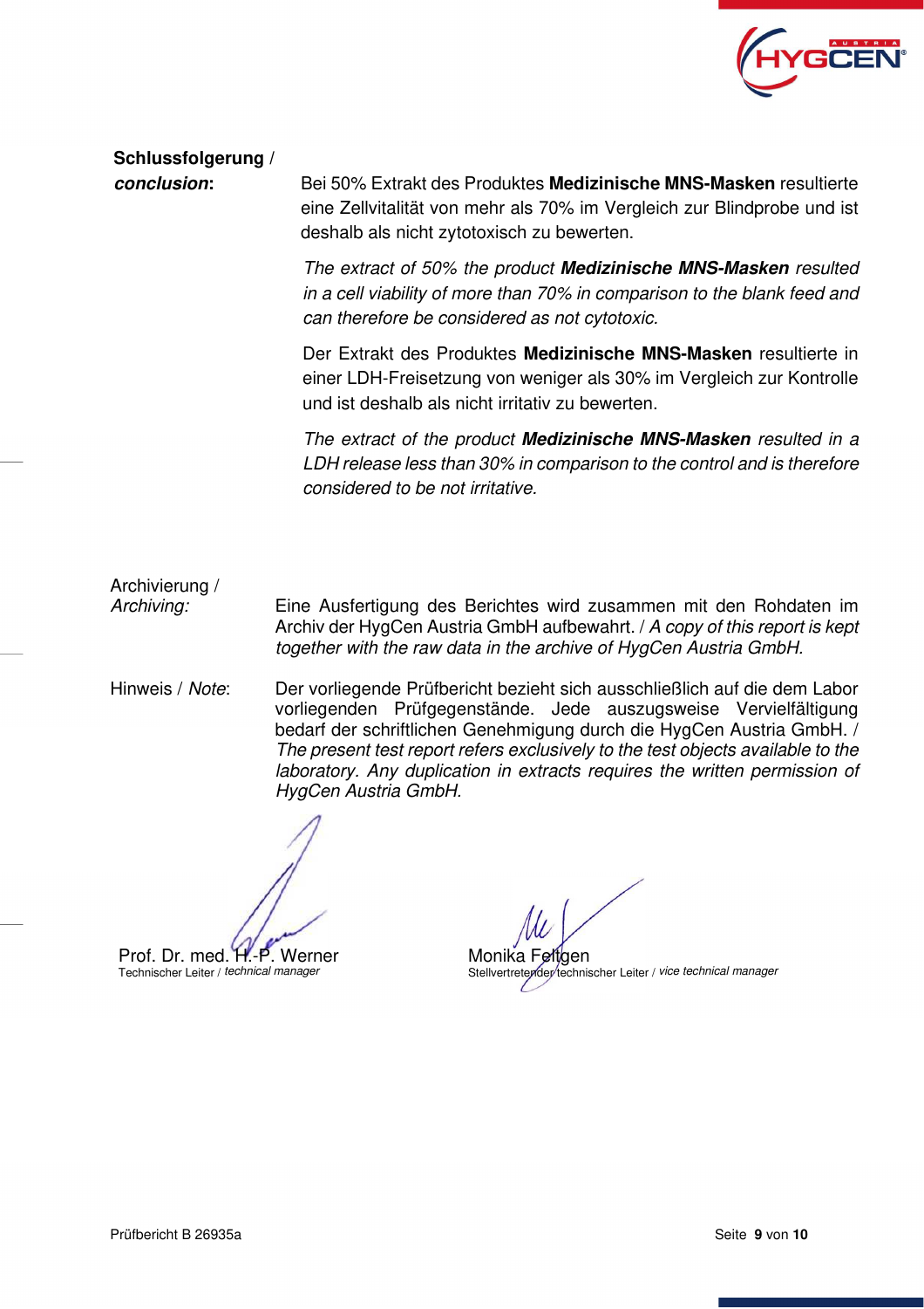**Schlussfolgerung /**
***conclusion*:**

Bei 50% Extrakt des Produktes **Medizinische MNS-Masken** resultierte eine Zellvitalität von mehr als 70% im Vergleich zur Blindprobe und ist deshalb als nicht zytotoxisch zu bewerten.

*The extract of 50% the product **Medizinische MNS-Masken** resulted in a cell viability of more than 70% in comparison to the blank feed and can therefore be considered as not cytotoxic.*

Der Extrakt des Produktes **Medizinische MNS-Masken** resultierte in einer LDH-Freisetzung von weniger als 30% im Vergleich zur Kontrolle und ist deshalb als nicht irritativ zu bewerten.

*The extract of the product **Medizinische MNS-Masken** resulted in a LDH release less than 30% in comparison to the control and is therefore considered to be not irritative.*

Archivierung /
*Archiving:*

Eine Ausfertigung des Berichtes wird zusammen mit den Rohdaten im Archiv der HygCen Austria GmbH aufbewahrt. / *A copy of this report is kept together with the raw data in the archive of HygCen Austria GmbH.*

Hinweis / *Note*:

Der vorliegende Prüfbericht bezieht sich ausschließlich auf die dem Labor vorliegenden Prüfgegenstände. Jede auszugsweise Vervielfältigung bedarf der schriftlichen Genehmigung durch die HygCen Austria GmbH. / *The present test report refers exclusively to the test objects available to the laboratory. Any duplication in extracts requires the written permission of HygCen Austria GmbH.*

Prof. Dr. med. H.-P. Werner
Technischer Leiter / *technical manager*

Monika Feltgen
Stellvertretender technischer Leiter / *vice technical manager*

Prüfbericht B 26935a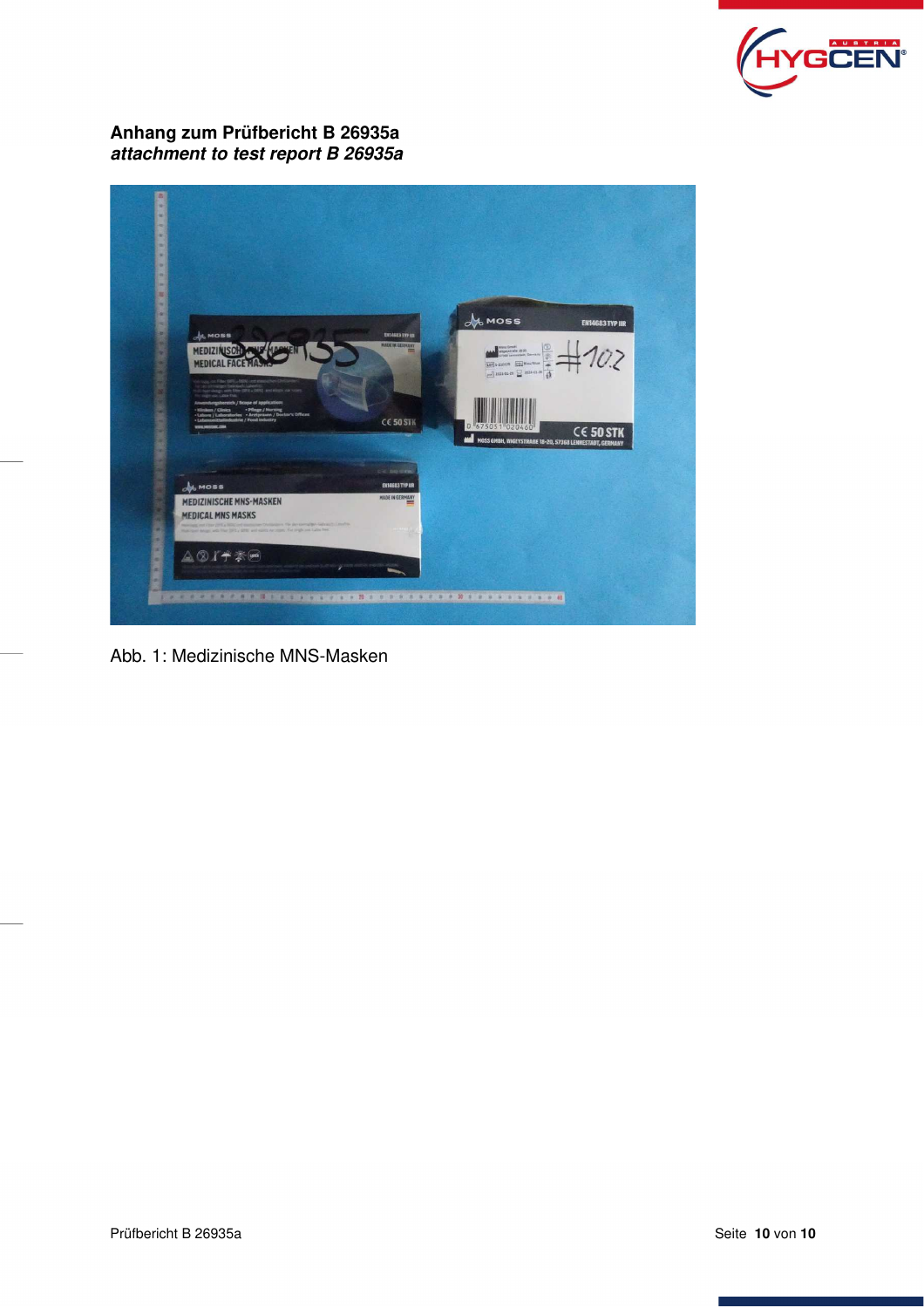**Anhang zum Prüfbericht B 26935a**
***attachment to test report B 26935a***

Abb. 1: Medizinische MNS-Masken